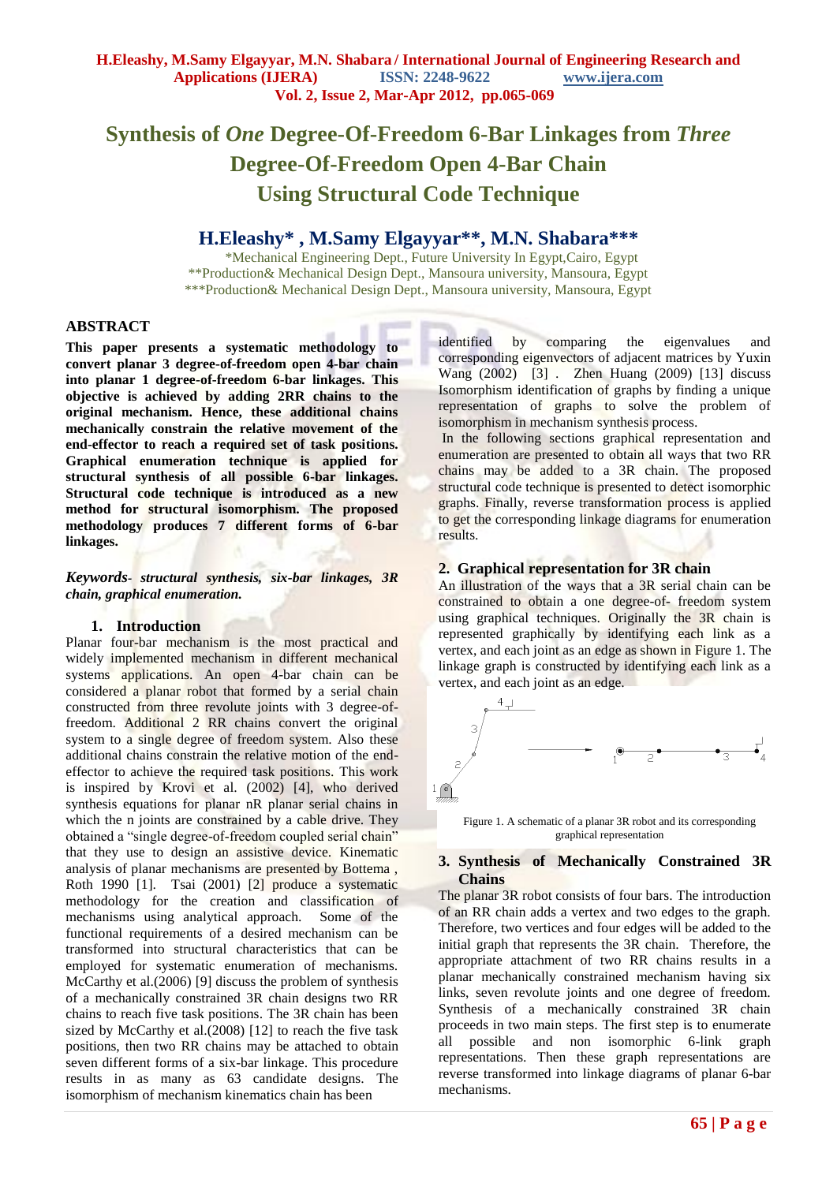# Synthesis of *One* Degree-Of-Freedom 6-Bar Linkages from *Three* Degree-Of-Freedom Open 4-Bar Chain Using Structural Code Technique

## H.Eleashy* , M.Samy Elgayyar**, M.N. Shabara***

*Mechanical Engineering Dept., Future University In Egypt,Cairo, Egypt
**Production& Mechanical Design Dept., Mansoura university, Mansoura, Egypt
***Production& Mechanical Design Dept., Mansoura university, Mansoura, Egypt

## ABSTRACT

**This paper presents a systematic methodology to convert planar 3 degree-of-freedom open 4-bar chain into planar 1 degree-of-freedom 6-bar linkages. This objective is achieved by adding 2RR chains to the original mechanism. Hence, these additional chains mechanically constrain the relative movement of the end-effector to reach a required set of task positions. Graphical enumeration technique is applied for structural synthesis of all possible 6-bar linkages. Structural code technique is introduced as a new method for structural isomorphism. The proposed methodology produces 7 different forms of 6-bar linkages.**

***Keywords**- structural synthesis, six-bar linkages, 3R chain, graphical enumeration.*

## 1. Introduction

Planar four-bar mechanism is the most practical and widely implemented mechanism in different mechanical systems applications. An open 4-bar chain can be considered a planar robot that formed by a serial chain constructed from three revolute joints with 3 degree-of-freedom. Additional 2 RR chains convert the original system to a single degree of freedom system. Also these additional chains constrain the relative motion of the end-effector to achieve the required task positions. This work is inspired by Krovi et al. (2002) [4], who derived synthesis equations for planar nR planar serial chains in which the n joints are constrained by a cable drive. They obtained a "single degree-of-freedom coupled serial chain" that they use to design an assistive device. Kinematic analysis of planar mechanisms are presented by Bottema , Roth 1990 [1]. Tsai (2001) [2] produce a systematic methodology for the creation and classification of mechanisms using analytical approach. Some of the functional requirements of a desired mechanism can be transformed into structural characteristics that can be employed for systematic enumeration of mechanisms. McCarthy et al.(2006) [9] discuss the problem of synthesis of a mechanically constrained 3R chain designs two RR chains to reach five task positions. The 3R chain has been sized by McCarthy et al.(2008) [12] to reach the five task positions, then two RR chains may be attached to obtain seven different forms of a six-bar linkage. This procedure results in as many as 63 candidate designs. The isomorphism of mechanism kinematics chain has been identified by comparing the eigenvalues and corresponding eigenvectors of adjacent matrices by Yuxin Wang (2002) [3] . Zhen Huang (2009) [13] discuss Isomorphism identification of graphs by finding a unique representation of graphs to solve the problem of isomorphism in mechanism synthesis process.

In the following sections graphical representation and enumeration are presented to obtain all ways that two RR chains may be added to a 3R chain. The proposed structural code technique is presented to detect isomorphic graphs. Finally, reverse transformation process is applied to get the corresponding linkage diagrams for enumeration results.

## 2. Graphical representation for 3R chain

An illustration of the ways that a 3R serial chain can be constrained to obtain a one degree-of- freedom system using graphical techniques. Originally the 3R chain is represented graphically by identifying each link as a vertex, and each joint as an edge as shown in Figure 1. The linkage graph is constructed by identifying each link as a vertex, and each joint as an edge.

Figure 1. A schematic of a planar 3R robot and its corresponding graphical representation

## 3. Synthesis of Mechanically Constrained 3R Chains

The planar 3R robot consists of four bars. The introduction of an RR chain adds a vertex and two edges to the graph. Therefore, two vertices and four edges will be added to the initial graph that represents the 3R chain. Therefore, the appropriate attachment of two RR chains results in a planar mechanically constrained mechanism having six links, seven revolute joints and one degree of freedom. Synthesis of a mechanically constrained 3R chain proceeds in two main steps. The first step is to enumerate all possible and non isomorphic 6-link graph representations. Then these graph representations are reverse transformed into linkage diagrams of planar 6-bar mechanisms.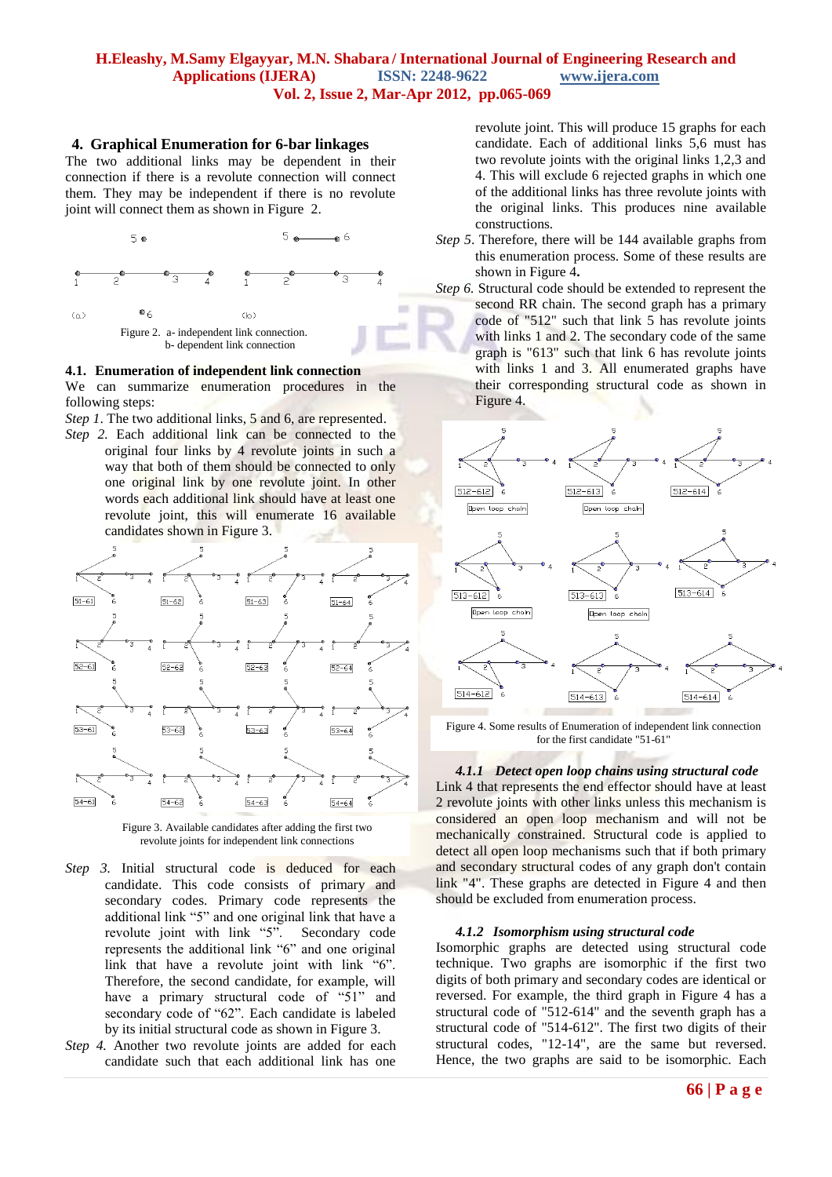## 4. Graphical Enumeration for 6-bar linkages

The two additional links may be dependent in their connection if there is a revolute connection will connect them. They may be independent if there is no revolute joint will connect them as shown in Figure 2.

Figure 2. a- independent link connection.
b- dependent link connection

### 4.1. Enumeration of independent link connection

We can summarize enumeration procedures in the following steps:

*Step 1*. The two additional links, 5 and 6, are represented.

*Step 2.* Each additional link can be connected to the original four links by 4 revolute joints in such a way that both of them should be connected to only one original link by one revolute joint. In other words each additional link should have at least one revolute joint, this will enumerate 16 available candidates shown in Figure 3.

Figure 3. Available candidates after adding the first two revolute joints for independent link connections

*Step 3.* Initial structural code is deduced for each candidate. This code consists of primary and secondary codes. Primary code represents the additional link "5" and one original link that have a revolute joint with link "5". Secondary code represents the additional link "6" and one original link that have a revolute joint with link "6". Therefore, the second candidate, for example, will have a primary structural code of "51" and secondary code of "62". Each candidate is labeled by its initial structural code as shown in Figure 3.

*Step 4.* Another two revolute joints are added for each candidate such that each additional link has one revolute joint. This will produce 15 graphs for each candidate. Each of additional links 5,6 must has two revolute joints with the original links 1,2,3 and 4. This will exclude 6 rejected graphs in which one of the additional links has three revolute joints with the original links. This produces nine available constructions.

*Step 5*. Therefore, there will be 144 available graphs from this enumeration process. Some of these results are shown in Figure 4**.**

*Step 6.* Structural code should be extended to represent the second RR chain. The second graph has a primary code of "512" such that link 5 has revolute joints with links 1 and 2. The secondary code of the same graph is "613" such that link 6 has revolute joints with links 1 and 3. All enumerated graphs have their corresponding structural code as shown in Figure 4.

Figure 4. Some results of Enumeration of independent link connection for the first candidate "51-61"

#### *4.1.1 Detect open loop chains using structural code*

Link 4 that represents the end effector should have at least 2 revolute joints with other links unless this mechanism is considered an open loop mechanism and will not be mechanically constrained. Structural code is applied to detect all open loop mechanisms such that if both primary and secondary structural codes of any graph don't contain link "4". These graphs are detected in Figure 4 and then should be excluded from enumeration process.

#### *4.1.2 Isomorphism using structural code*

Isomorphic graphs are detected using structural code technique. Two graphs are isomorphic if the first two digits of both primary and secondary codes are identical or reversed. For example, the third graph in Figure 4 has a structural code of "512-614" and the seventh graph has a structural code of "514-612". The first two digits of their structural codes, "12-14", are the same but reversed. Hence, the two graphs are said to be isomorphic. Each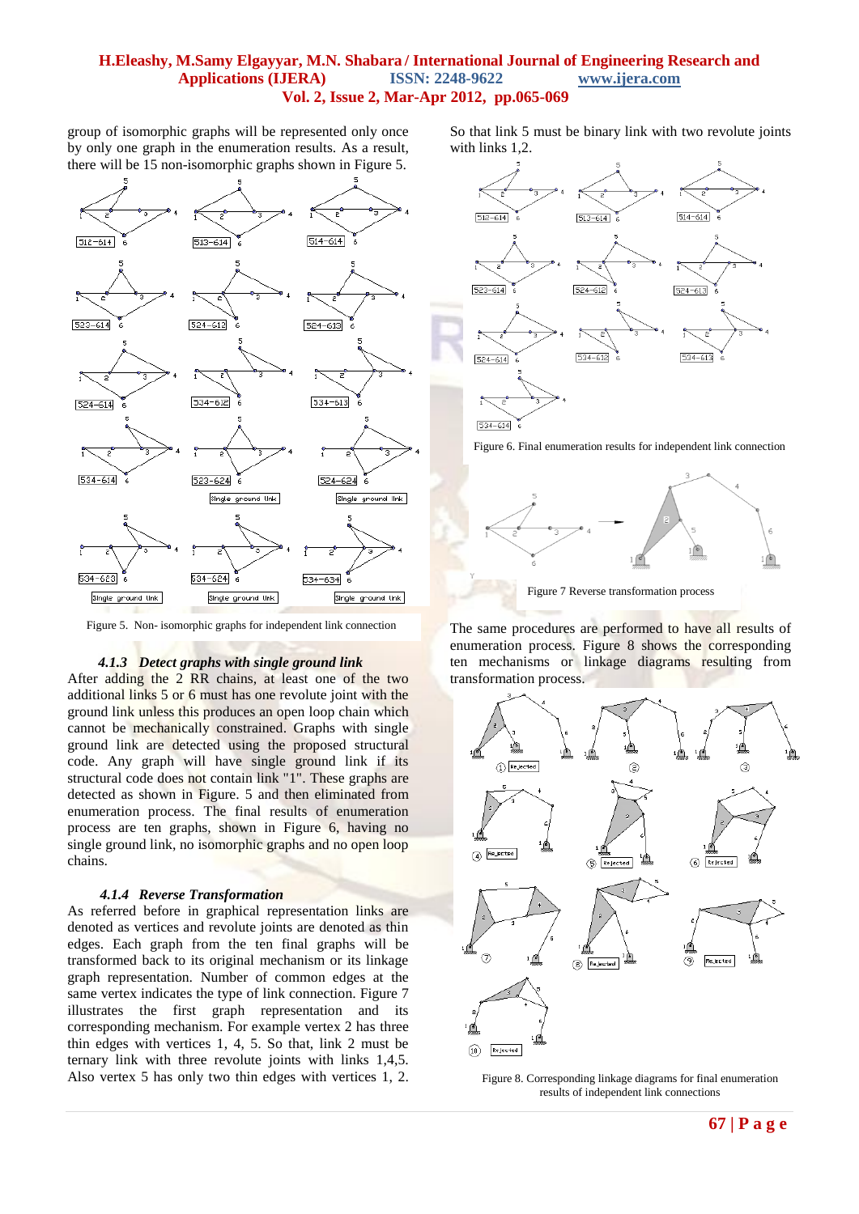group of isomorphic graphs will be represented only once by only one graph in the enumeration results. As a result, there will be 15 non-isomorphic graphs shown in Figure 5.

Figure 5. Non- isomorphic graphs for independent link connection

#### 4.1.3 Detect graphs with single ground link

After adding the 2 RR chains, at least one of the two additional links 5 or 6 must has one revolute joint with the ground link unless this produces an open loop chain which cannot be mechanically constrained. Graphs with single ground link are detected using the proposed structural code. Any graph will have single ground link if its structural code does not contain link "1". These graphs are detected as shown in Figure. 5 and then eliminated from enumeration process. The final results of enumeration process are ten graphs, shown in Figure 6, having no single ground link, no isomorphic graphs and no open loop chains.

#### 4.1.4 Reverse Transformation

As referred before in graphical representation links are denoted as vertices and revolute joints are denoted as thin edges. Each graph from the ten final graphs will be transformed back to its original mechanism or its linkage graph representation. Number of common edges at the same vertex indicates the type of link connection. Figure 7 illustrates the first graph representation and its corresponding mechanism. For example vertex 2 has three thin edges with vertices 1, 4, 5. So that, link 2 must be ternary link with three revolute joints with links 1,4,5. Also vertex 5 has only two thin edges with vertices 1, 2. So that link 5 must be binary link with two revolute joints with links 1,2.

Figure 6. Final enumeration results for independent link connection

Figure 7 Reverse transformation process

The same procedures are performed to have all results of enumeration process. Figure 8 shows the corresponding ten mechanisms or linkage diagrams resulting from transformation process.

Figure 8. Corresponding linkage diagrams for final enumeration results of independent link connections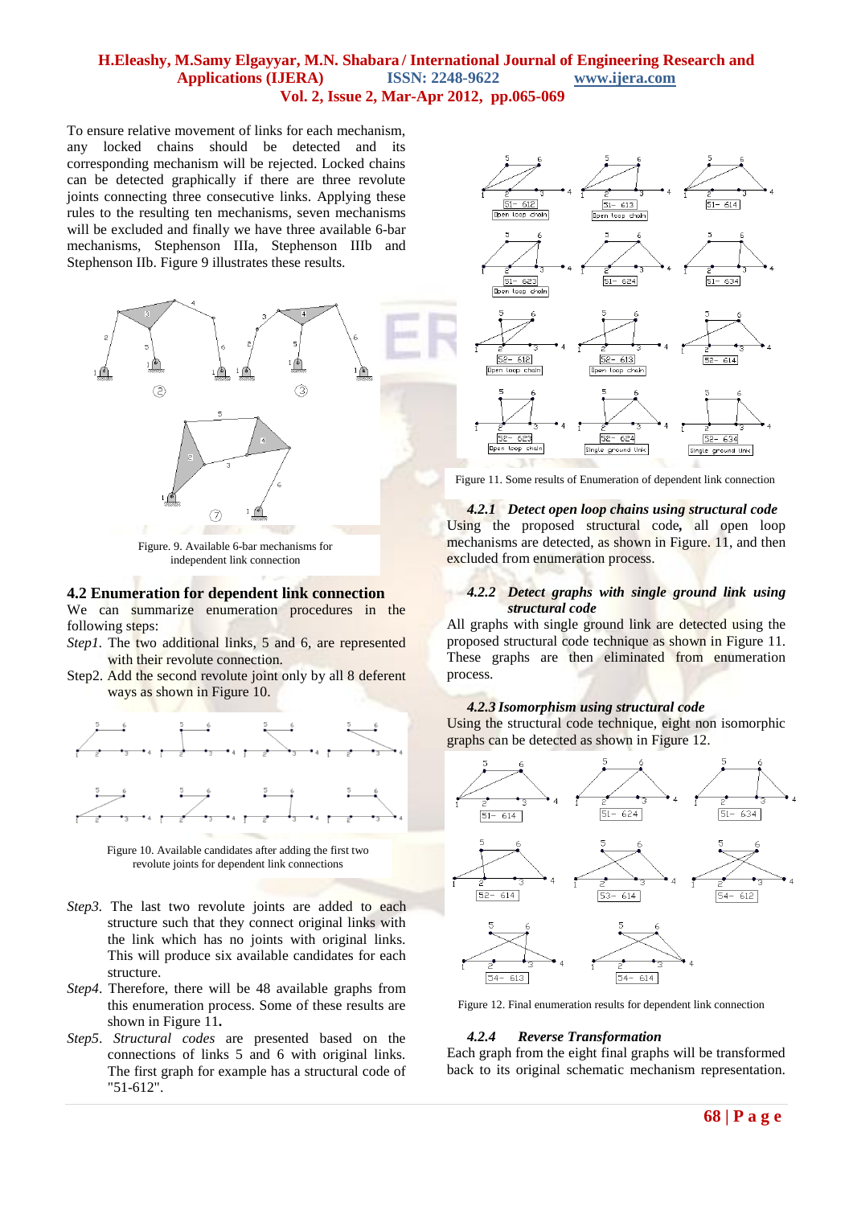To ensure relative movement of links for each mechanism, any locked chains should be detected and its corresponding mechanism will be rejected. Locked chains can be detected graphically if there are three revolute joints connecting three consecutive links. Applying these rules to the resulting ten mechanisms, seven mechanisms will be excluded and finally we have three available 6-bar mechanisms, Stephenson IIIa, Stephenson IIIb and Stephenson IIb. Figure 9 illustrates these results.

Figure. 9. Available 6-bar mechanisms for independent link connection

## 4.2 Enumeration for dependent link connection

We can summarize enumeration procedures in the following steps:

*Step1.* The two additional links, 5 and 6, are represented with their revolute connection.

Step2. Add the second revolute joint only by all 8 deferent ways as shown in Figure 10.

Figure 10. Available candidates after adding the first two revolute joints for dependent link connections

*Step3.* The last two revolute joints are added to each structure such that they connect original links with the link which has no joints with original links. This will produce six available candidates for each structure.

*Step4.* Therefore, there will be 48 available graphs from this enumeration process. Some of these results are shown in Figure 11**.**

*Step5. Structural codes* are presented based on the connections of links 5 and 6 with original links. The first graph for example has a structural code of "51-612".

Figure 11. Some results of Enumeration of dependent link connection

### *4.2.1 Detect open loop chains using structural code*

Using the proposed structural code**,** all open loop mechanisms are detected, as shown in Figure. 11, and then excluded from enumeration process.

### *4.2.2 Detect graphs with single ground link using structural code*

All graphs with single ground link are detected using the proposed structural code technique as shown in Figure 11. These graphs are then eliminated from enumeration process.

### *4.2.3 Isomorphism using structural code*

Using the structural code technique, eight non isomorphic graphs can be detected as shown in Figure 12.

Figure 12. Final enumeration results for dependent link connection

### *4.2.4 Reverse Transformation*

Each graph from the eight final graphs will be transformed back to its original schematic mechanism representation.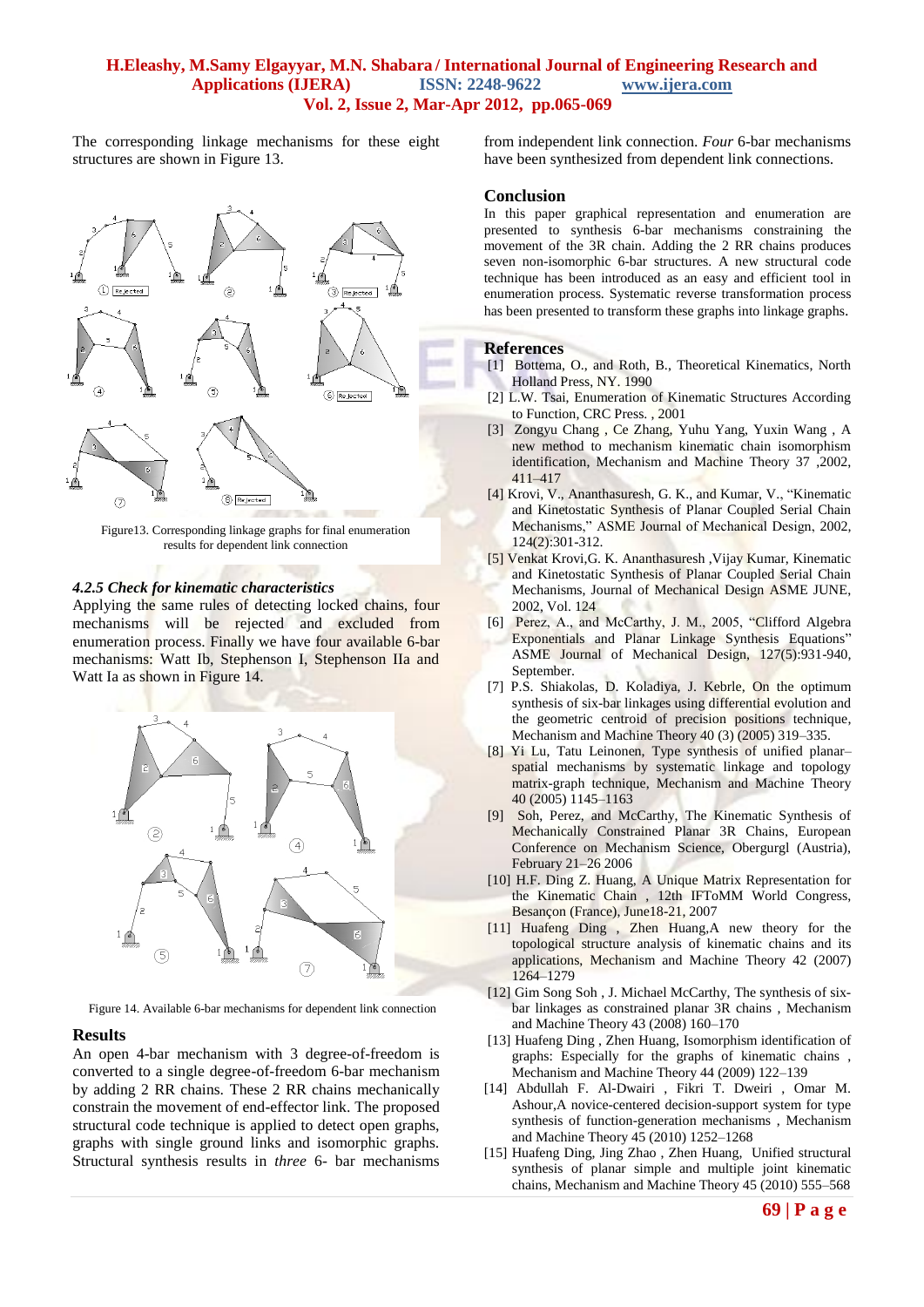The corresponding linkage mechanisms for these eight structures are shown in Figure 13.

Figure13. Corresponding linkage graphs for final enumeration results for dependent link connection

### *4.2.5 Check for kinematic characteristics*

Applying the same rules of detecting locked chains, four mechanisms will be rejected and excluded from enumeration process. Finally we have four available 6-bar mechanisms: Watt Ib, Stephenson I, Stephenson IIa and Watt Ia as shown in Figure 14.

Figure 14. Available 6-bar mechanisms for dependent link connection

## Results

An open 4-bar mechanism with 3 degree-of-freedom is converted to a single degree-of-freedom 6-bar mechanism by adding 2 RR chains. These 2 RR chains mechanically constrain the movement of end-effector link. The proposed structural code technique is applied to detect open graphs, graphs with single ground links and isomorphic graphs. Structural synthesis results in *three* 6- bar mechanisms from independent link connection. *Four* 6-bar mechanisms have been synthesized from dependent link connections.

## Conclusion

In this paper graphical representation and enumeration are presented to synthesis 6-bar mechanisms constraining the movement of the 3R chain. Adding the 2 RR chains produces seven non-isomorphic 6-bar structures. A new structural code technique has been introduced as an easy and efficient tool in enumeration process. Systematic reverse transformation process has been presented to transform these graphs into linkage graphs.

## References

[1] Bottema, O., and Roth, B., Theoretical Kinematics, North Holland Press, NY. 1990

[2] L.W. Tsai, Enumeration of Kinematic Structures According to Function, CRC Press. , 2001

[3] Zongyu Chang , Ce Zhang, Yuhu Yang, Yuxin Wang , A new method to mechanism kinematic chain isomorphism identification, Mechanism and Machine Theory 37 ,2002, 411–417

[4] Krovi, V., Ananthasuresh, G. K., and Kumar, V., "Kinematic and Kinetostatic Synthesis of Planar Coupled Serial Chain Mechanisms," ASME Journal of Mechanical Design, 2002, 124(2):301-312.

[5] Venkat Krovi,G. K. Ananthasuresh ,Vijay Kumar, Kinematic and Kinetostatic Synthesis of Planar Coupled Serial Chain Mechanisms, Journal of Mechanical Design ASME JUNE, 2002, Vol. 124

[6] Perez, A., and McCarthy, J. M., 2005, "Clifford Algebra Exponentials and Planar Linkage Synthesis Equations" ASME Journal of Mechanical Design, 127(5):931-940, September.

[7] P.S. Shiakolas, D. Koladiya, J. Kebrle, On the optimum synthesis of six-bar linkages using differential evolution and the geometric centroid of precision positions technique, Mechanism and Machine Theory 40 (3) (2005) 319–335.

[8] Yi Lu, Tatu Leinonen, Type synthesis of unified planar–spatial mechanisms by systematic linkage and topology matrix-graph technique, Mechanism and Machine Theory 40 (2005) 1145–1163

[9] Soh, Perez, and McCarthy, The Kinematic Synthesis of Mechanically Constrained Planar 3R Chains, European Conference on Mechanism Science, Obergurgl (Austria), February 21–26 2006

[10] H.F. Ding Z. Huang, A Unique Matrix Representation for the Kinematic Chain , 12th IFToMM World Congress, Besançon (France), June18-21, 2007

[11] Huafeng Ding , Zhen Huang,A new theory for the topological structure analysis of kinematic chains and its applications, Mechanism and Machine Theory 42 (2007) 1264–1279

[12] Gim Song Soh , J. Michael McCarthy, The synthesis of six-bar linkages as constrained planar 3R chains , Mechanism and Machine Theory 43 (2008) 160–170

[13] Huafeng Ding , Zhen Huang, Isomorphism identification of graphs: Especially for the graphs of kinematic chains , Mechanism and Machine Theory 44 (2009) 122–139

[14] Abdullah F. Al-Dwairi , Fikri T. Dweiri , Omar M. Ashour,A novice-centered decision-support system for type synthesis of function-generation mechanisms , Mechanism and Machine Theory 45 (2010) 1252–1268

[15] Huafeng Ding, Jing Zhao , Zhen Huang, Unified structural synthesis of planar simple and multiple joint kinematic chains, Mechanism and Machine Theory 45 (2010) 555–568